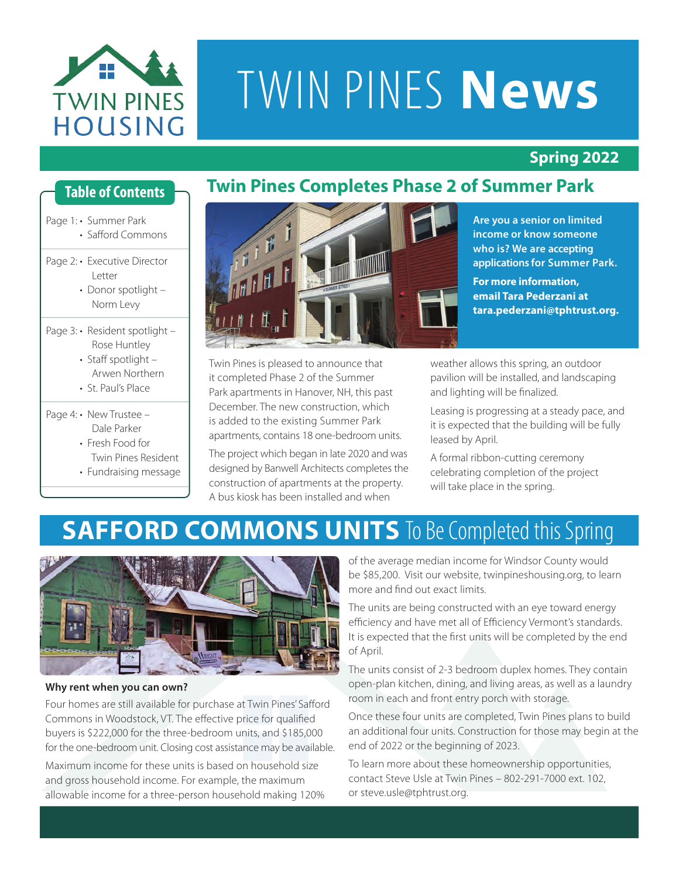# TWIN PINES HOUSING

# TWIN PINES **News**

**Spring 2022**

## Table of Contents

Page 1:
- Summer Park
- Safford Commons

Page 2:
- Executive Director Letter
- Donor spotlight – Norm Levy

Page 3:
- Resident spotlight – Rose Huntley
- Staff spotlight – Arwen Northern
- St. Paul's Place

Page 4:
- New Trustee – Dale Parker
- Fresh Food for Twin Pines Resident
- Fundraising message

## Twin Pines Completes Phase 2 of Summer Park

**Are you a senior on limited income or know someone who is? We are accepting applications for Summer Park.**

**For more information, email Tara Pederzani at tara.pederzani@tphtrust.org.**

Twin Pines is pleased to announce that it completed Phase 2 of the Summer Park apartments in Hanover, NH, this past December. The new construction, which is added to the existing Summer Park apartments, contains 18 one-bedroom units.

The project which began in late 2020 and was designed by Banwell Architects completes the construction of apartments at the property. A bus kiosk has been installed and when weather allows this spring, an outdoor pavilion will be installed, and landscaping and lighting will be finalized.

Leasing is progressing at a steady pace, and it is expected that the building will be fully leased by April.

A formal ribbon-cutting ceremony celebrating completion of the project will take place in the spring.

## SAFFORD COMMONS UNITS To Be Completed this Spring

**Why rent when you can own?**

Four homes are still available for purchase at Twin Pines' Safford Commons in Woodstock, VT. The effective price for qualified buyers is $222,000 for the three-bedroom units, and $185,000 for the one-bedroom unit. Closing cost assistance may be available.

Maximum income for these units is based on household size and gross household income. For example, the maximum allowable income for a three-person household making 120% of the average median income for Windsor County would be $85,200. Visit our website, twinpineshousing.org, to learn more and find out exact limits.

The units are being constructed with an eye toward energy efficiency and have met all of Efficiency Vermont's standards. It is expected that the first units will be completed by the end of April.

The units consist of 2-3 bedroom duplex homes. They contain open-plan kitchen, dining, and living areas, as well as a laundry room in each and front entry porch with storage.

Once these four units are completed, Twin Pines plans to build an additional four units. Construction for those may begin at the end of 2022 or the beginning of 2023.

To learn more about these homeownership opportunities, contact Steve Usle at Twin Pines – 802-291-7000 ext. 102, or steve.usle@tphtrust.org.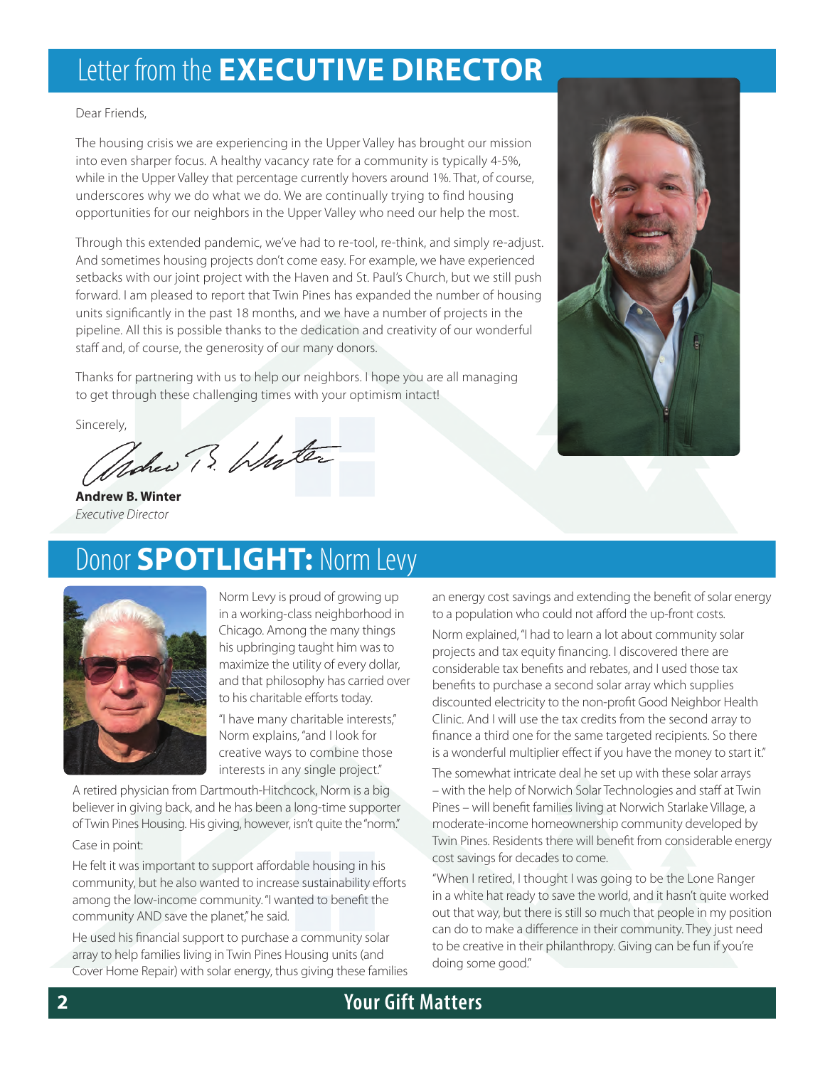# Letter from the **EXECUTIVE DIRECTOR**

Dear Friends,

The housing crisis we are experiencing in the Upper Valley has brought our mission into even sharper focus. A healthy vacancy rate for a community is typically 4-5%, while in the Upper Valley that percentage currently hovers around 1%. That, of course, underscores why we do what we do. We are continually trying to find housing opportunities for our neighbors in the Upper Valley who need our help the most.

Through this extended pandemic, we've had to re-tool, re-think, and simply re-adjust. And sometimes housing projects don't come easy. For example, we have experienced setbacks with our joint project with the Haven and St. Paul's Church, but we still push forward. I am pleased to report that Twin Pines has expanded the number of housing units significantly in the past 18 months, and we have a number of projects in the pipeline. All this is possible thanks to the dedication and creativity of our wonderful staff and, of course, the generosity of our many donors.

Thanks for partnering with us to help our neighbors. I hope you are all managing to get through these challenging times with your optimism intact!

Sincerely,

**Andrew B. Winter**
*Executive Director*

# Donor **SPOTLIGHT:** Norm Levy

Norm Levy is proud of growing up in a working-class neighborhood in Chicago. Among the many things his upbringing taught him was to maximize the utility of every dollar, and that philosophy has carried over to his charitable efforts today.

"I have many charitable interests," Norm explains, "and I look for creative ways to combine those interests in any single project."

A retired physician from Dartmouth-Hitchcock, Norm is a big believer in giving back, and he has been a long-time supporter of Twin Pines Housing. His giving, however, isn't quite the "norm."

Case in point:

He felt it was important to support affordable housing in his community, but he also wanted to increase sustainability efforts among the low-income community. "I wanted to benefit the community AND save the planet," he said.

He used his financial support to purchase a community solar array to help families living in Twin Pines Housing units (and Cover Home Repair) with solar energy, thus giving these families an energy cost savings and extending the benefit of solar energy to a population who could not afford the up-front costs.

Norm explained, "I had to learn a lot about community solar projects and tax equity financing. I discovered there are considerable tax benefits and rebates, and I used those tax benefits to purchase a second solar array which supplies discounted electricity to the non-profit Good Neighbor Health Clinic. And I will use the tax credits from the second array to finance a third one for the same targeted recipients. So there is a wonderful multiplier effect if you have the money to start it."

The somewhat intricate deal he set up with these solar arrays – with the help of Norwich Solar Technologies and staff at Twin Pines – will benefit families living at Norwich Starlake Village, a moderate-income homeownership community developed by Twin Pines. Residents there will benefit from considerable energy cost savings for decades to come.

"When I retired, I thought I was going to be the Lone Ranger in a white hat ready to save the world, and it hasn't quite worked out that way, but there is still so much that people in my position can do to make a difference in their community. They just need to be creative in their philanthropy. Giving can be fun if you're doing some good."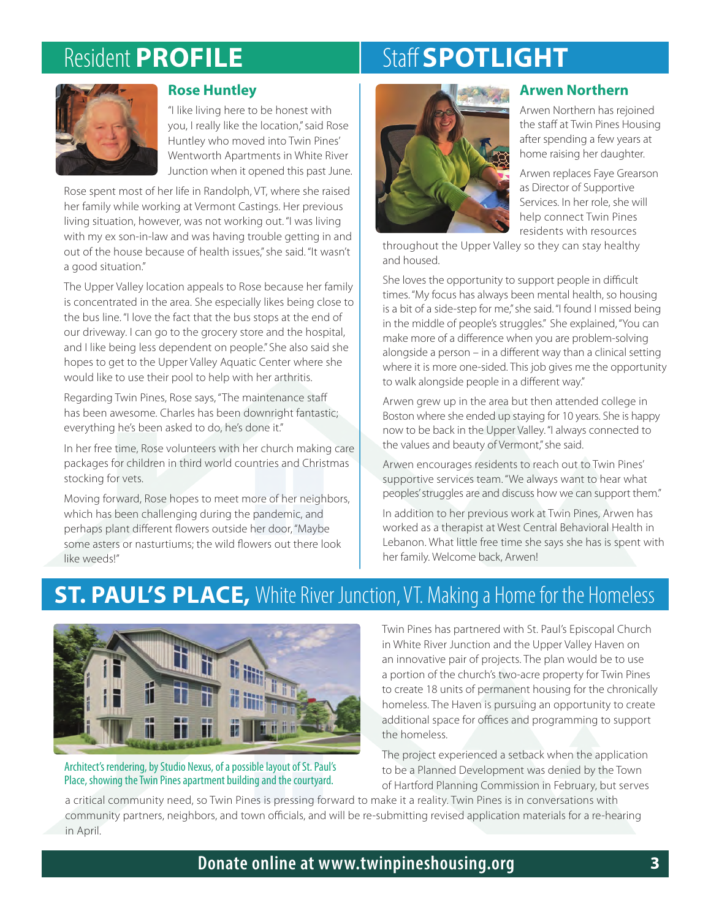## Resident PROFILE

### Rose Huntley

"I like living here to be honest with you, I really like the location," said Rose Huntley who moved into Twin Pines' Wentworth Apartments in White River Junction when it opened this past June.

Rose spent most of her life in Randolph, VT, where she raised her family while working at Vermont Castings. Her previous living situation, however, was not working out. "I was living with my ex son-in-law and was having trouble getting in and out of the house because of health issues," she said. "It wasn't a good situation."

The Upper Valley location appeals to Rose because her family is concentrated in the area. She especially likes being close to the bus line. "I love the fact that the bus stops at the end of our driveway. I can go to the grocery store and the hospital, and I like being less dependent on people." She also said she hopes to get to the Upper Valley Aquatic Center where she would like to use their pool to help with her arthritis.

Regarding Twin Pines, Rose says, "The maintenance staff has been awesome. Charles has been downright fantastic; everything he's been asked to do, he's done it."

In her free time, Rose volunteers with her church making care packages for children in third world countries and Christmas stocking for vets.

Moving forward, Rose hopes to meet more of her neighbors, which has been challenging during the pandemic, and perhaps plant different flowers outside her door, "Maybe some asters or nasturtiums; the wild flowers out there look like weeds!"

## Staff SPOTLIGHT

### Arwen Northern

Arwen Northern has rejoined the staff at Twin Pines Housing after spending a few years at home raising her daughter.

Arwen replaces Faye Grearson as Director of Supportive Services. In her role, she will help connect Twin Pines residents with resources throughout the Upper Valley so they can stay healthy and housed.

She loves the opportunity to support people in difficult times. "My focus has always been mental health, so housing is a bit of a side-step for me," she said. "I found I missed being in the middle of people's struggles." She explained, "You can make more of a difference when you are problem-solving alongside a person – in a different way than a clinical setting where it is more one-sided. This job gives me the opportunity to walk alongside people in a different way."

Arwen grew up in the area but then attended college in Boston where she ended up staying for 10 years. She is happy now to be back in the Upper Valley. "I always connected to the values and beauty of Vermont," she said.

Arwen encourages residents to reach out to Twin Pines' supportive services team. "We always want to hear what peoples' struggles are and discuss how we can support them."

In addition to her previous work at Twin Pines, Arwen has worked as a therapist at West Central Behavioral Health in Lebanon. What little free time she says she has is spent with her family. Welcome back, Arwen!

## ST. PAUL'S PLACE, White River Junction, VT. Making a Home for the Homeless

Architect's rendering, by Studio Nexus, of a possible layout of St. Paul's Place, showing the Twin Pines apartment building and the courtyard.

Twin Pines has partnered with St. Paul's Episcopal Church in White River Junction and the Upper Valley Haven on an innovative pair of projects. The plan would be to use a portion of the church's two-acre property for Twin Pines to create 18 units of permanent housing for the chronically homeless. The Haven is pursuing an opportunity to create additional space for offices and programming to support the homeless.

The project experienced a setback when the application to be a Planned Development was denied by the Town of Hartford Planning Commission in February, but serves a critical community need, so Twin Pines is pressing forward to make it a reality. Twin Pines is in conversations with community partners, neighbors, and town officials, and will be re-submitting revised application materials for a re-hearing in April.

**Donate online at www.twinpineshousing.org**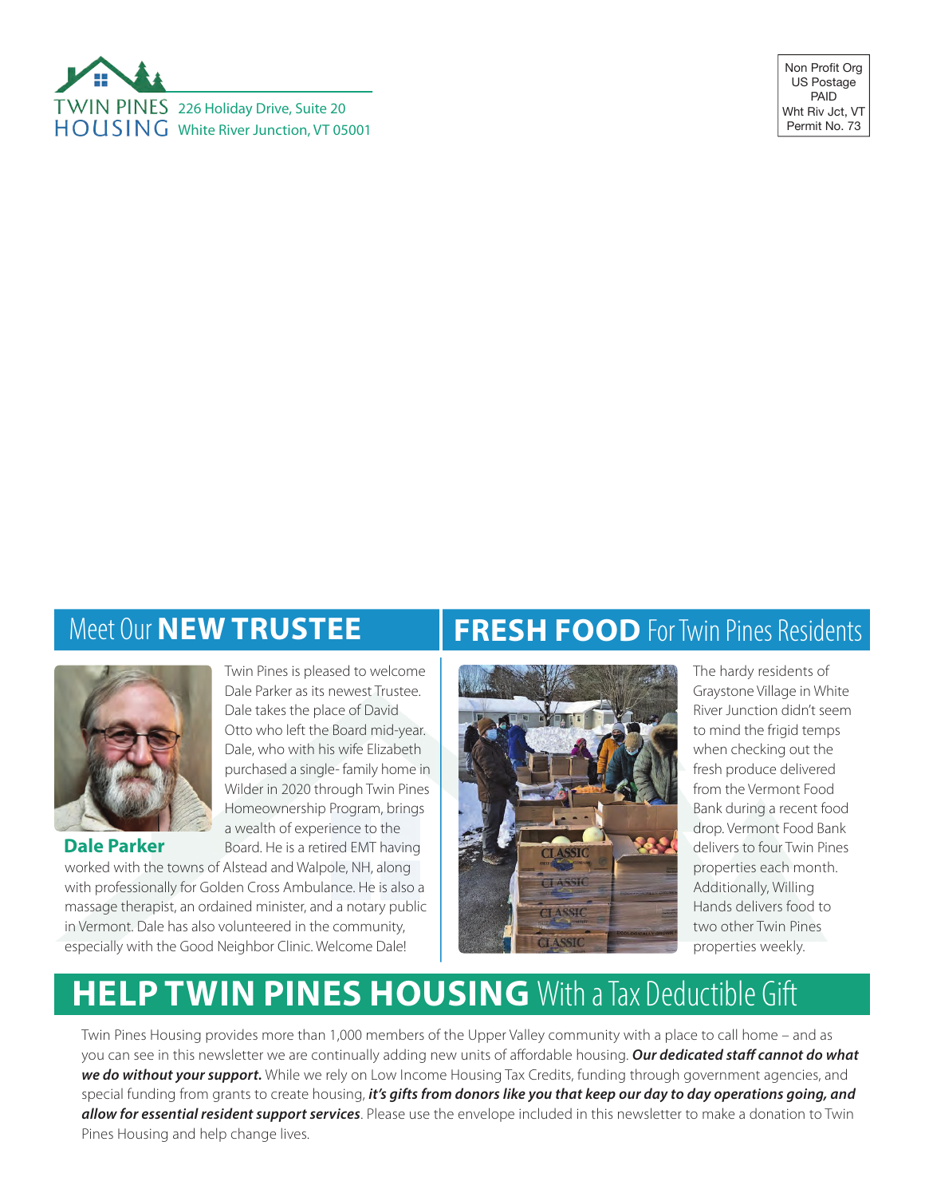TWIN PINES HOUSING 226 Holiday Drive, Suite 20
White River Junction, VT 05001

Non Profit Org
US Postage
PAID
Wht Riv Jct, VT
Permit No. 73

## Meet Our **NEW TRUSTEE**

**Dale Parker**

Twin Pines is pleased to welcome Dale Parker as its newest Trustee. Dale takes the place of David Otto who left the Board mid-year. Dale, who with his wife Elizabeth purchased a single- family home in Wilder in 2020 through Twin Pines Homeownership Program, brings a wealth of experience to the Board. He is a retired EMT having worked with the towns of Alstead and Walpole, NH, along with professionally for Golden Cross Ambulance. He is also a massage therapist, an ordained minister, and a notary public in Vermont. Dale has also volunteered in the community, especially with the Good Neighbor Clinic. Welcome Dale!

## **FRESH FOOD** For Twin Pines Residents

The hardy residents of Graystone Village in White River Junction didn't seem to mind the frigid temps when checking out the fresh produce delivered from the Vermont Food Bank during a recent food drop. Vermont Food Bank delivers to four Twin Pines properties each month. Additionally, Willing Hands delivers food to two other Twin Pines properties weekly.

## **HELP TWIN PINES HOUSING** With a Tax Deductible Gift

Twin Pines Housing provides more than 1,000 members of the Upper Valley community with a place to call home – and as you can see in this newsletter we are continually adding new units of affordable housing. ***Our dedicated staff cannot do what we do without your support.*** While we rely on Low Income Housing Tax Credits, funding through government agencies, and special funding from grants to create housing, ***it's gifts from donors like you that keep our day to day operations going, and allow for essential resident support services***. Please use the envelope included in this newsletter to make a donation to Twin Pines Housing and help change lives.